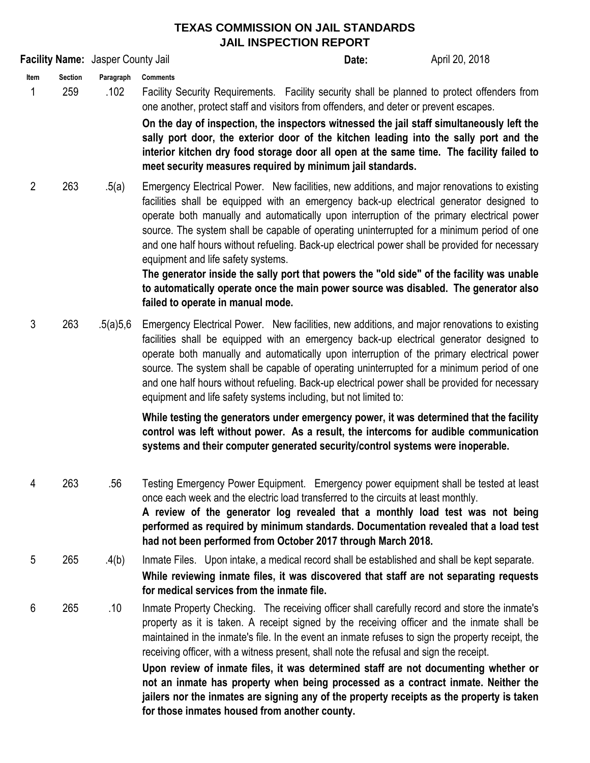# TEXAS COMMISSION ON JAIL STANDARDS
## JAIL INSPECTION REPORT

**Facility Name:** Jasper County Jail **Date:** April 20, 2018

| Item | Section | Paragraph | Comments |
|---|---|---|---|
| 1 | 259 | .102 | Facility Security Requirements. Facility security shall be planned to protect offenders from one another, protect staff and visitors from offenders, and deter or prevent escapes. **On the day of inspection, the inspectors witnessed the jail staff simultaneously left the sally port door, the exterior door of the kitchen leading into the sally port and the interior kitchen dry food storage door all open at the same time. The facility failed to meet security measures required by minimum jail standards.** |
| 2 | 263 | .5(a) | Emergency Electrical Power. New facilities, new additions, and major renovations to existing facilities shall be equipped with an emergency back-up electrical generator designed to operate both manually and automatically upon interruption of the primary electrical power source. The system shall be capable of operating uninterrupted for a minimum period of one and one half hours without refueling. Back-up electrical power shall be provided for necessary equipment and life safety systems. **The generator inside the sally port that powers the "old side" of the facility was unable to automatically operate once the main power source was disabled. The generator also failed to operate in manual mode.** |
| 3 | 263 | .5(a)5,6 | Emergency Electrical Power. New facilities, new additions, and major renovations to existing facilities shall be equipped with an emergency back-up electrical generator designed to operate both manually and automatically upon interruption of the primary electrical power source. The system shall be capable of operating uninterrupted for a minimum period of one and one half hours without refueling. Back-up electrical power shall be provided for necessary equipment and life safety systems including, but not limited to: **While testing the generators under emergency power, it was determined that the facility control was left without power. As a result, the intercoms for audible communication systems and their computer generated security/control systems were inoperable.** |
| 4 | 263 | .56 | Testing Emergency Power Equipment. Emergency power equipment shall be tested at least once each week and the electric load transferred to the circuits at least monthly. **A review of the generator log revealed that a monthly load test was not being performed as required by minimum standards. Documentation revealed that a load test had not been performed from October 2017 through March 2018.** |
| 5 | 265 | .4(b) | Inmate Files. Upon intake, a medical record shall be established and shall be kept separate. **While reviewing inmate files, it was discovered that staff are not separating requests for medical services from the inmate file.** |
| 6 | 265 | .10 | Inmate Property Checking. The receiving officer shall carefully record and store the inmate's property as it is taken. A receipt signed by the receiving officer and the inmate shall be maintained in the inmate's file. In the event an inmate refuses to sign the property receipt, the receiving officer, with a witness present, shall note the refusal and sign the receipt. **Upon review of inmate files, it was determined staff are not documenting whether or not an inmate has property when being processed as a contract inmate. Neither the jailers nor the inmates are signing any of the property receipts as the property is taken for those inmates housed from another county.** |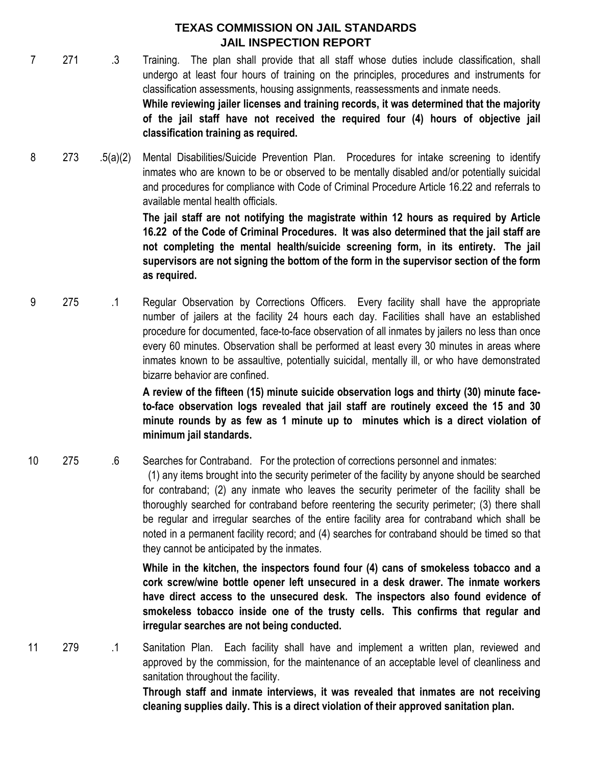# TEXAS COMMISSION ON JAIL STANDARDS
## JAIL INSPECTION REPORT

| | | | |
|---|---|---|---|
| 7 | 271 | .3 | Training. The plan shall provide that all staff whose duties include classification, shall undergo at least four hours of training on the principles, procedures and instruments for classification assessments, housing assignments, reassessments and inmate needs.<br>**While reviewing jailer licenses and training records, it was determined that the majority of the jail staff have not received the required four (4) hours of objective jail classification training as required.** |
| 8 | 273 | .5(a)(2) | Mental Disabilities/Suicide Prevention Plan. Procedures for intake screening to identify inmates who are known to be or observed to be mentally disabled and/or potentially suicidal and procedures for compliance with Code of Criminal Procedure Article 16.22 and referrals to available mental health officials.<br>**The jail staff are not notifying the magistrate within 12 hours as required by Article 16.22 of the Code of Criminal Procedures. It was also determined that the jail staff are not completing the mental health/suicide screening form, in its entirety. The jail supervisors are not signing the bottom of the form in the supervisor section of the form as required.** |
| 9 | 275 | .1 | Regular Observation by Corrections Officers. Every facility shall have the appropriate number of jailers at the facility 24 hours each day. Facilities shall have an established procedure for documented, face-to-face observation of all inmates by jailers no less than once every 60 minutes. Observation shall be performed at least every 30 minutes in areas where inmates known to be assaultive, potentially suicidal, mentally ill, or who have demonstrated bizarre behavior are confined.<br>**A review of the fifteen (15) minute suicide observation logs and thirty (30) minute face-to-face observation logs revealed that jail staff are routinely exceed the 15 and 30 minute rounds by as few as 1 minute up to minutes which is a direct violation of minimum jail standards.** |
| 10 | 275 | .6 | Searches for Contraband. For the protection of corrections personnel and inmates: (1) any items brought into the security perimeter of the facility by anyone should be searched for contraband; (2) any inmate who leaves the security perimeter of the facility shall be thoroughly searched for contraband before reentering the security perimeter; (3) there shall be regular and irregular searches of the entire facility area for contraband which shall be noted in a permanent facility record; and (4) searches for contraband should be timed so that they cannot be anticipated by the inmates.<br>**While in the kitchen, the inspectors found four (4) cans of smokeless tobacco and a cork screw/wine bottle opener left unsecured in a desk drawer. The inmate workers have direct access to the unsecured desk. The inspectors also found evidence of smokeless tobacco inside one of the trusty cells. This confirms that regular and irregular searches are not being conducted.** |
| 11 | 279 | .1 | Sanitation Plan. Each facility shall have and implement a written plan, reviewed and approved by the commission, for the maintenance of an acceptable level of cleanliness and sanitation throughout the facility.<br>**Through staff and inmate interviews, it was revealed that inmates are not receiving cleaning supplies daily. This is a direct violation of their approved sanitation plan.** |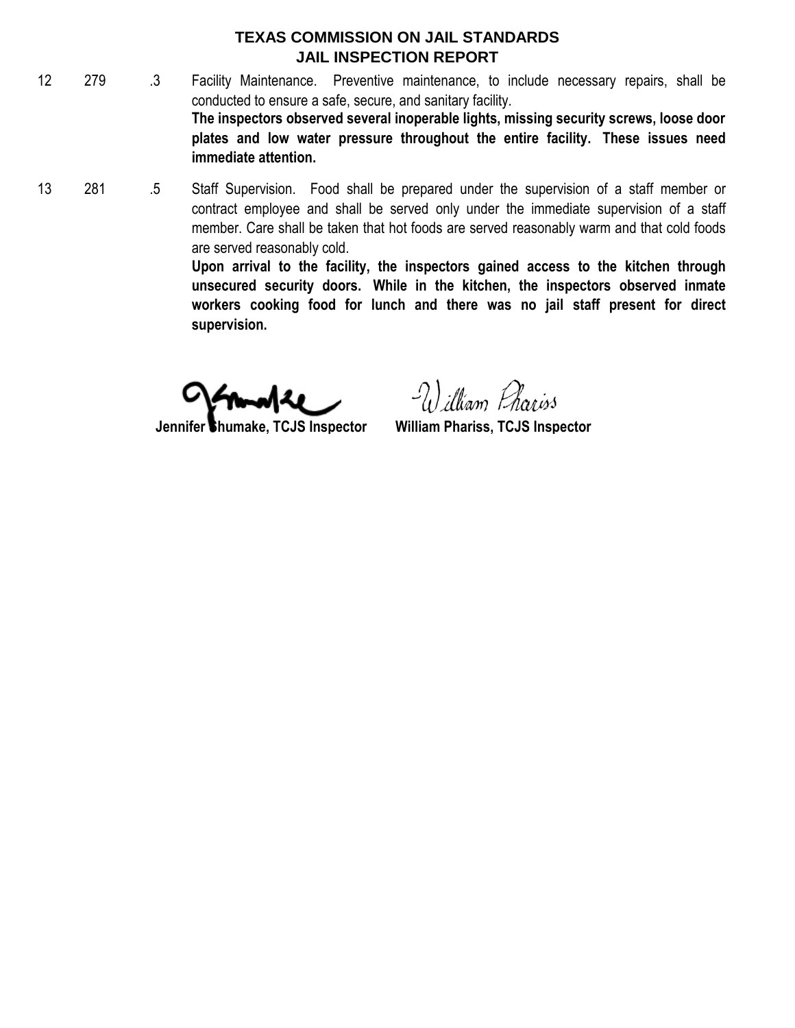**TEXAS COMMISSION ON JAIL STANDARDS**
**JAIL INSPECTION REPORT**

12 279 .3 Facility Maintenance. Preventive maintenance, to include necessary repairs, shall be conducted to ensure a safe, secure, and sanitary facility.

**The inspectors observed several inoperable lights, missing security screws, loose door plates and low water pressure throughout the entire facility. These issues need immediate attention.**

13 281 .5 Staff Supervision. Food shall be prepared under the supervision of a staff member or contract employee and shall be served only under the immediate supervision of a staff member. Care shall be taken that hot foods are served reasonably warm and that cold foods are served reasonably cold.

**Upon arrival to the facility, the inspectors gained access to the kitchen through unsecured security doors. While in the kitchen, the inspectors observed inmate workers cooking food for lunch and there was no jail staff present for direct supervision.**

**Jennifer Shumake, TCJS Inspector** **William Phariss, TCJS Inspector**